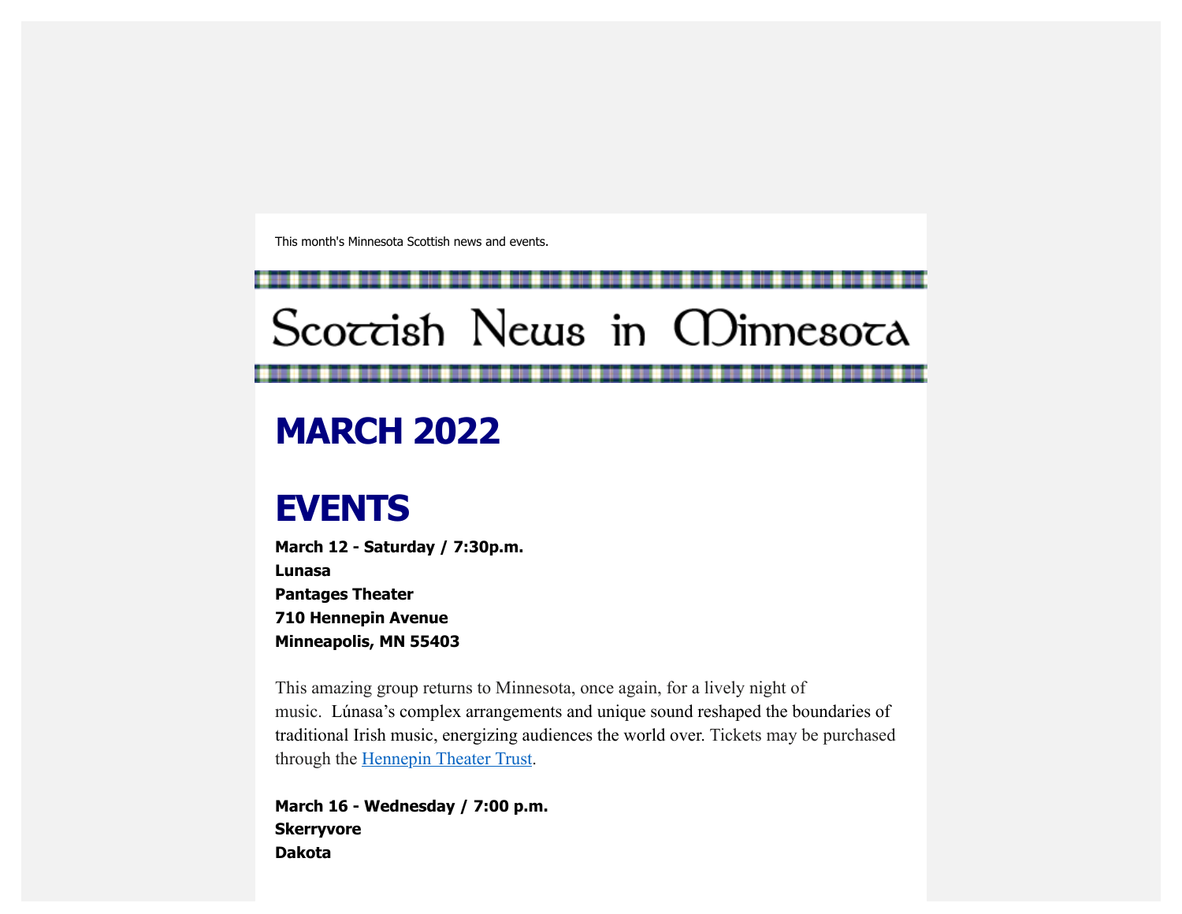This month's Minnesota Scottish news and events.

# Scottish News in Minnesota

# MARCH 2022

# EVENTS

**March 12 - Saturday / 7:30p.m.**
**Lunasa**
**Pantages Theater**
**710 Hennepin Avenue**
**Minneapolis, MN 55403**

This amazing group returns to Minnesota, once again, for a lively night of music. Lúnasa's complex arrangements and unique sound reshaped the boundaries of traditional Irish music, energizing audiences the world over. Tickets may be purchased through the [Hennepin Theater Trust](Hennepin Theater Trust).

**March 16 - Wednesday / 7:00 p.m.**
**Skerryvore**
**Dakota**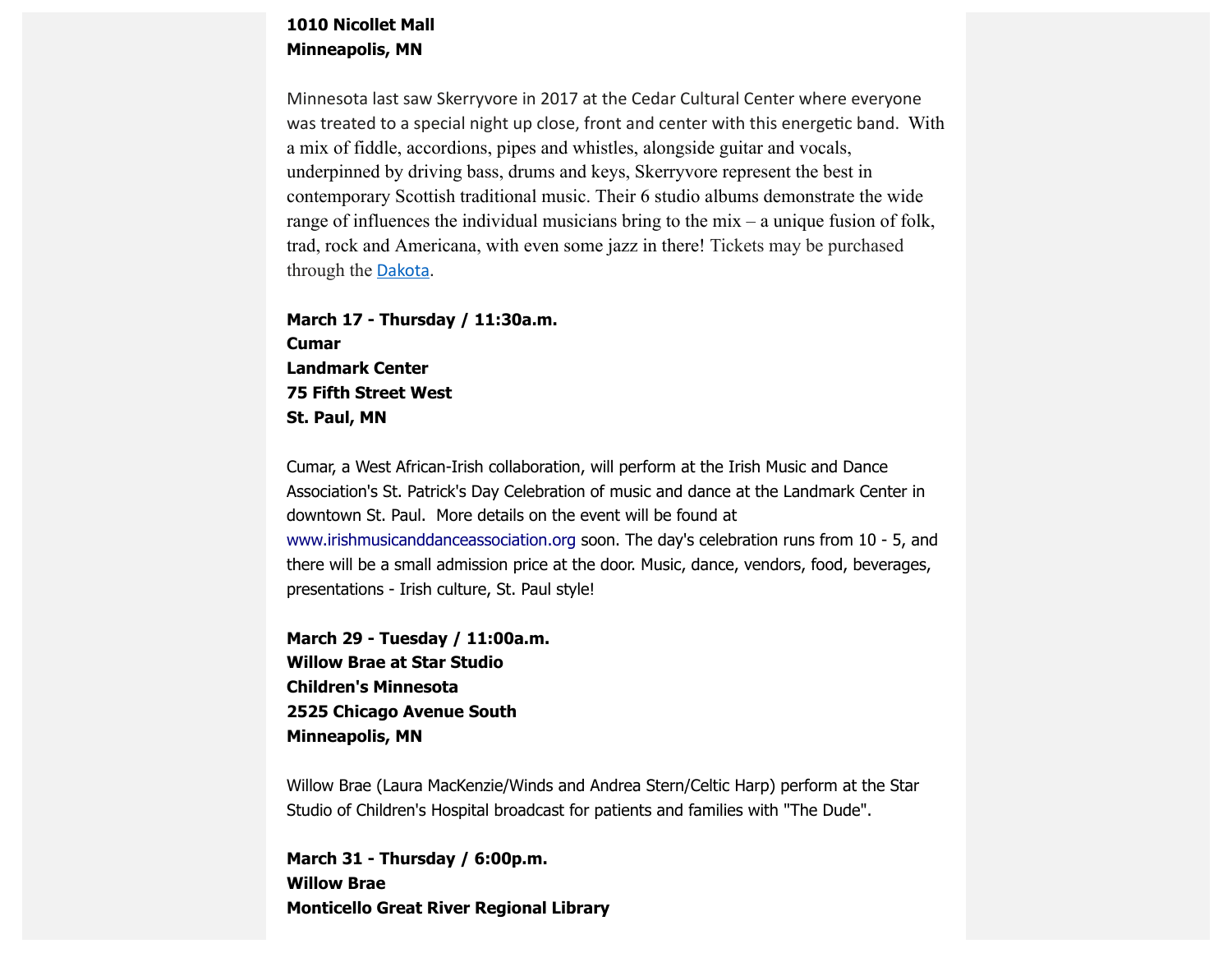**1010 Nicollet Mall**
**Minneapolis, MN**

Minnesota last saw Skerryvore in 2017 at the Cedar Cultural Center where everyone was treated to a special night up close, front and center with this energetic band. With a mix of fiddle, accordions, pipes and whistles, alongside guitar and vocals, underpinned by driving bass, drums and keys, Skerryvore represent the best in contemporary Scottish traditional music. Their 6 studio albums demonstrate the wide range of influences the individual musicians bring to the mix – a unique fusion of folk, trad, rock and Americana, with even some jazz in there! Tickets may be purchased through the Dakota.

**March 17 - Thursday / 11:30a.m.**
**Cumar**
**Landmark Center**
**75 Fifth Street West**
**St. Paul, MN**

Cumar, a West African-Irish collaboration, will perform at the Irish Music and Dance Association's St. Patrick's Day Celebration of music and dance at the Landmark Center in downtown St. Paul. More details on the event will be found at www.irishmusicanddanceassociation.org soon. The day's celebration runs from 10 - 5, and there will be a small admission price at the door. Music, dance, vendors, food, beverages, presentations - Irish culture, St. Paul style!

**March 29 - Tuesday / 11:00a.m.**
**Willow Brae at Star Studio**
**Children's Minnesota**
**2525 Chicago Avenue South**
**Minneapolis, MN**

Willow Brae (Laura MacKenzie/Winds and Andrea Stern/Celtic Harp) perform at the Star Studio of Children's Hospital broadcast for patients and families with "The Dude".

**March 31 - Thursday / 6:00p.m.**
**Willow Brae**
**Monticello Great River Regional Library**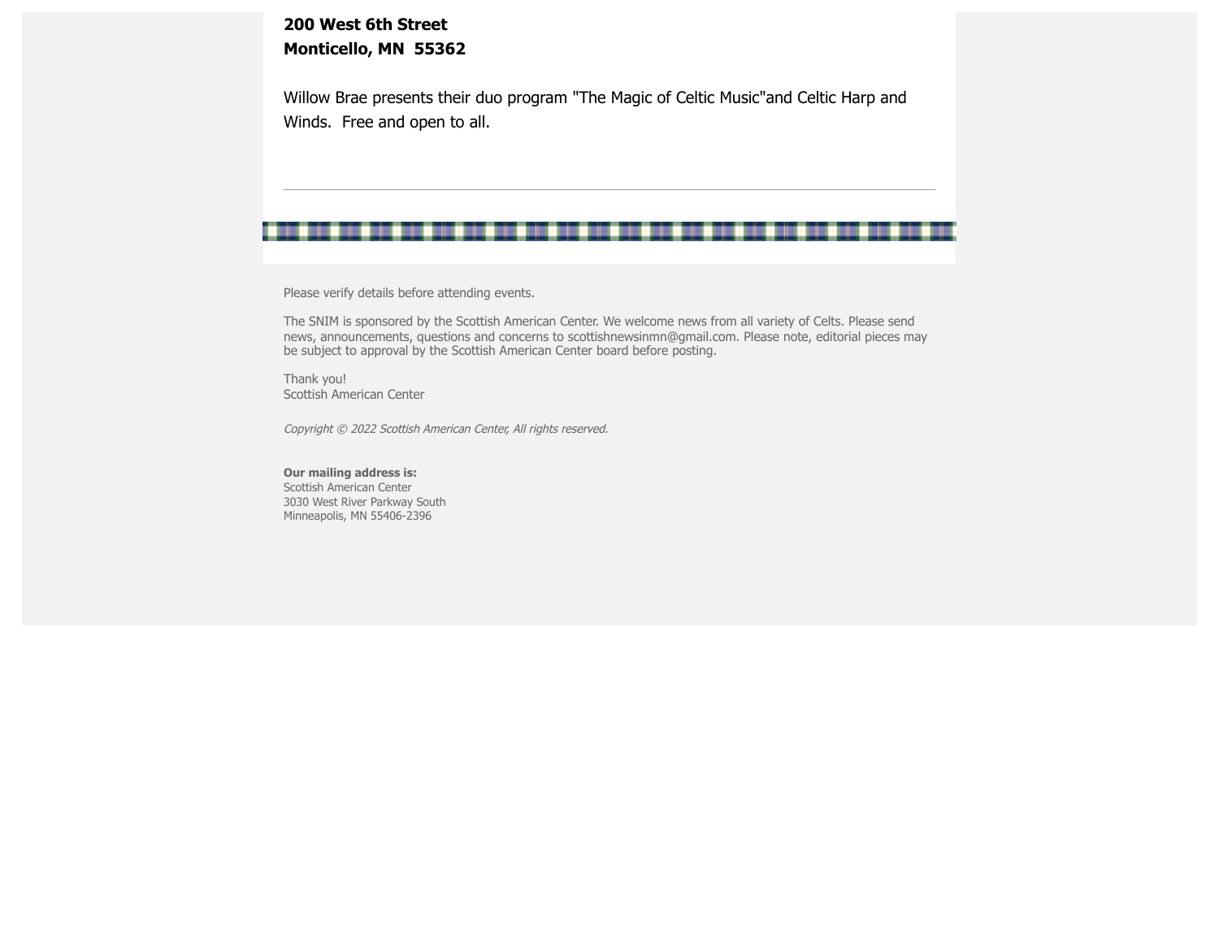**200 West 6th Street**
**Monticello, MN  55362**

Willow Brae presents their duo program "The Magic of Celtic Music"and Celtic Harp and Winds.  Free and open to all.

---

Please verify details before attending events.

The SNIM is sponsored by the Scottish American Center. We welcome news from all variety of Celts. Please send news, announcements, questions and concerns to scottishnewsinmn@gmail.com. Please note, editorial pieces may be subject to approval by the Scottish American Center board before posting.

Thank you!
Scottish American Center

*Copyright © 2022 Scottish American Center, All rights reserved.*

**Our mailing address is:**
Scottish American Center
3030 West River Parkway South
Minneapolis, MN 55406-2396